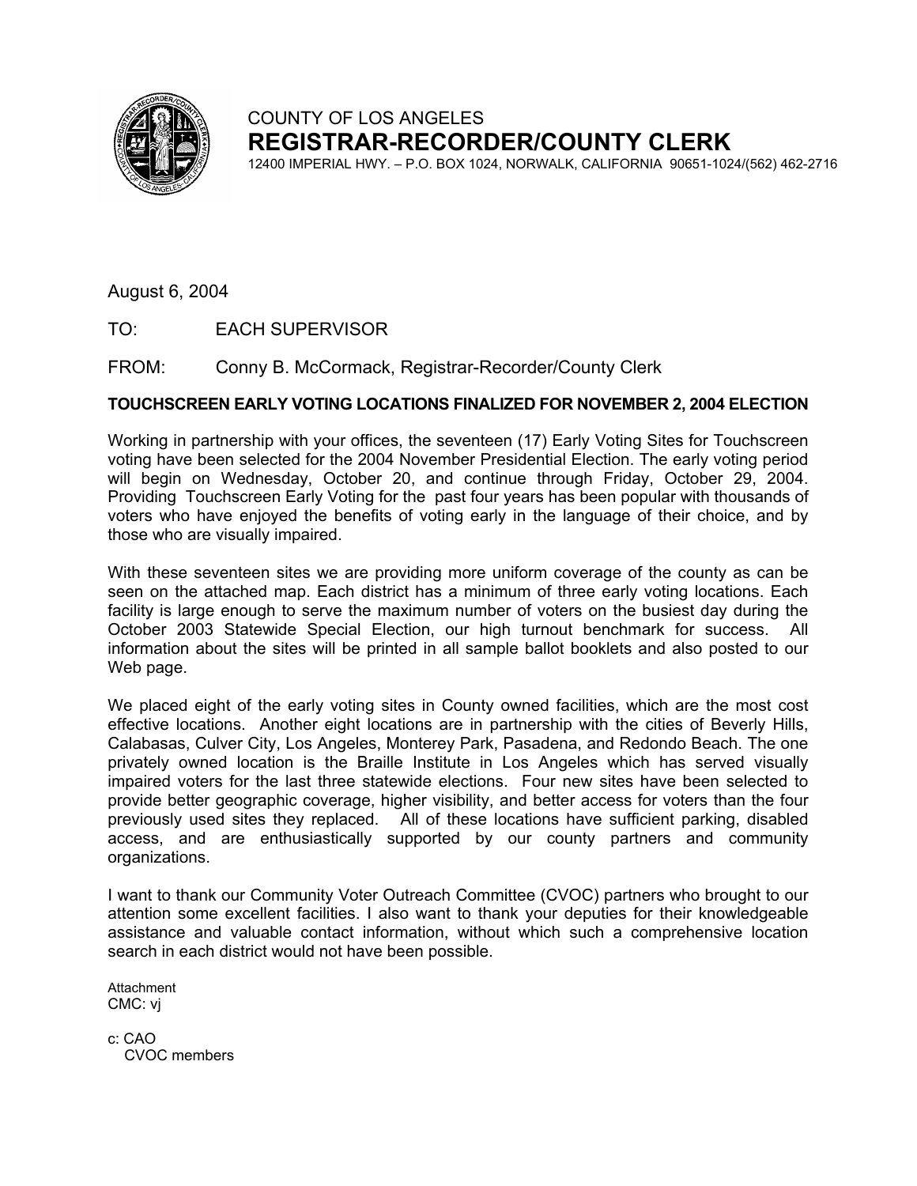COUNTY OF LOS ANGELES

# REGISTRAR-RECORDER/COUNTY CLERK

12400 IMPERIAL HWY. – P.O. BOX 1024, NORWALK, CALIFORNIA 90651-1024/(562) 462-2716

August 6, 2004

TO: EACH SUPERVISOR

FROM: Conny B. McCormack, Registrar-Recorder/County Clerk

**TOUCHSCREEN EARLY VOTING LOCATIONS FINALIZED FOR NOVEMBER 2, 2004 ELECTION**

Working in partnership with your offices, the seventeen (17) Early Voting Sites for Touchscreen voting have been selected for the 2004 November Presidential Election. The early voting period will begin on Wednesday, October 20, and continue through Friday, October 29, 2004. Providing Touchscreen Early Voting for the past four years has been popular with thousands of voters who have enjoyed the benefits of voting early in the language of their choice, and by those who are visually impaired.

With these seventeen sites we are providing more uniform coverage of the county as can be seen on the attached map. Each district has a minimum of three early voting locations. Each facility is large enough to serve the maximum number of voters on the busiest day during the October 2003 Statewide Special Election, our high turnout benchmark for success. All information about the sites will be printed in all sample ballot booklets and also posted to our Web page.

We placed eight of the early voting sites in County owned facilities, which are the most cost effective locations. Another eight locations are in partnership with the cities of Beverly Hills, Calabasas, Culver City, Los Angeles, Monterey Park, Pasadena, and Redondo Beach. The one privately owned location is the Braille Institute in Los Angeles which has served visually impaired voters for the last three statewide elections. Four new sites have been selected to provide better geographic coverage, higher visibility, and better access for voters than the four previously used sites they replaced. All of these locations have sufficient parking, disabled access, and are enthusiastically supported by our county partners and community organizations.

I want to thank our Community Voter Outreach Committee (CVOC) partners who brought to our attention some excellent facilities. I also want to thank your deputies for their knowledgeable assistance and valuable contact information, without which such a comprehensive location search in each district would not have been possible.

Attachment
CMC: vj

c: CAO
CVOC members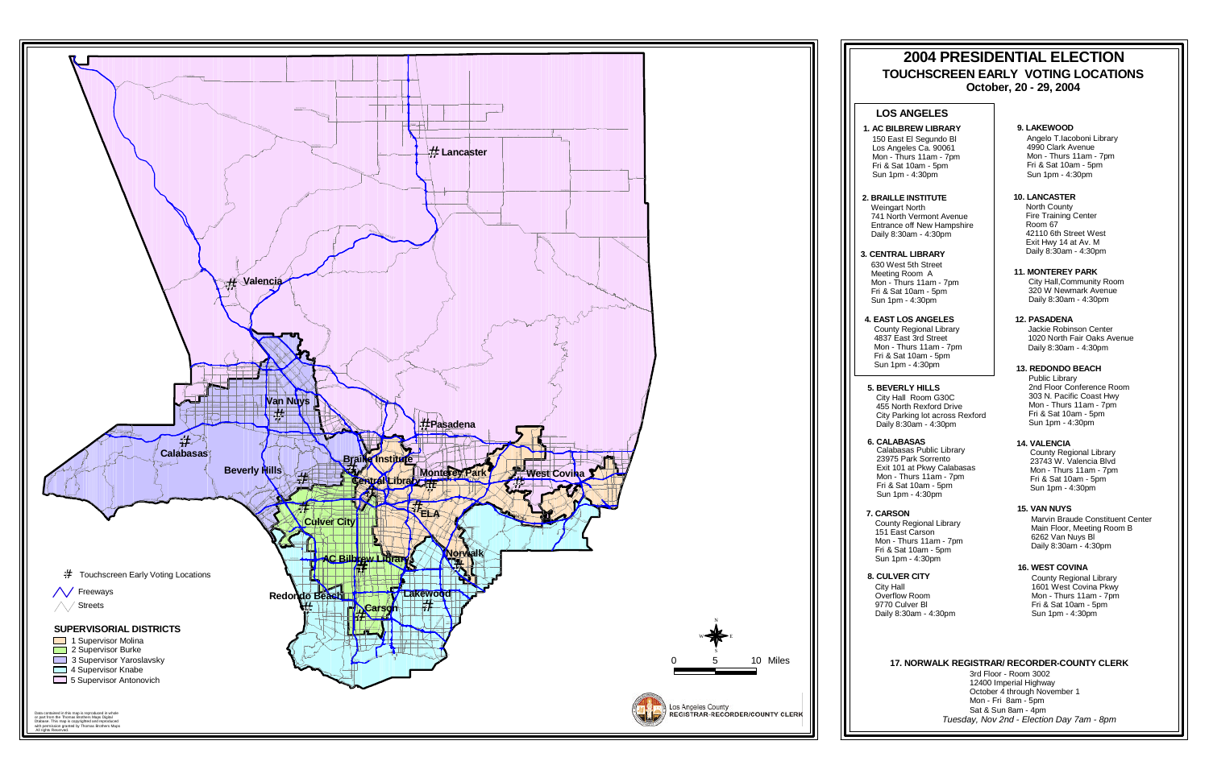# 2004 PRESIDENTIAL ELECTION

## TOUCHSCREEN EARLY VOTING LOCATIONS

### October, 20 - 29, 2004

Lancaster

Valencia

Van Nuys

Pasadena

Calabasas

Beverly Hills

Braille Institute

Central Library

Monterey Park

West Covina

ELA

Culver City

Norwalk

AC Bilbrew Library

Redondo Beach

Lakewood

Carson

\# Touchscreen Early Voting Locations

Freeways

Streets

**SUPERVISORIAL DISTRICTS**

- 1 Supervisor Molina
- 2 Supervisor Burke
- 3 Supervisor Yaroslavsky
- 4 Supervisor Knabe
- 5 Supervisor Antonovich

0 5 10 Miles

N W E S

Data contained in this map is reproduced in whole or part from the Thomas Brothers Maps Digital Database. This map is copyrighted and reproduced with permission granted by Thomas Brothers Maps. All rights Reserved.

Los Angeles County REGISTRAR-RECORDER/COUNTY CLERK

## LOS ANGELES

**1. AC BILBREW LIBRARY**
150 East El Segundo Bl
Los Angeles Ca. 90061
Mon - Thurs 11am - 7pm
Fri & Sat 10am - 5pm
Sun 1pm - 4:30pm

**2. BRAILLE INSTITUTE**
Weingart North
741 North Vermont Avenue
Entrance off New Hampshire
Daily 8:30am - 4:30pm

**3. CENTRAL LIBRARY**
630 West 5th Street
Meeting Room A
Mon - Thurs 11am - 7pm
Fri & Sat 10am - 5pm
Sun 1pm - 4:30pm

**4. EAST LOS ANGELES**
County Regional Library
4837 East 3rd Street
Mon - Thurs 11am - 7pm
Fri & Sat 10am - 5pm
Sun 1pm - 4:30pm

**5. BEVERLY HILLS**
City Hall Room G30C
455 North Rexford Drive
City Parking lot across Rexford
Daily 8:30am - 4:30pm

**6. CALABASAS**
Calabasas Public Library
23975 Park Sorrento
Exit 101 at Pkwy Calabasas
Mon - Thurs 11am - 7pm
Fri & Sat 10am - 5pm
Sun 1pm - 4:30pm

**7. CARSON**
County Regional Library
151 East Carson
Mon - Thurs 11am - 7pm
Fri & Sat 10am - 5pm
Sun 1pm - 4:30pm

**8. CULVER CITY**
City Hall
Overflow Room
9770 Culver Bl
Daily 8:30am - 4:30pm

**9. LAKEWOOD**
Angelo T.Iacoboni Library
4990 Clark Avenue
Mon - Thurs 11am - 7pm
Fri & Sat 10am - 5pm
Sun 1pm - 4:30pm

**10. LANCASTER**
North County
Fire Training Center
Room 67
42110 6th Street West
Exit Hwy 14 at Av. M
Daily 8:30am - 4:30pm

**11. MONTEREY PARK**
City Hall,Community Room
320 W Newmark Avenue
Daily 8:30am - 4:30pm

**12. PASADENA**
Jackie Robinson Center
1020 North Fair Oaks Avenue
Daily 8:30am - 4:30pm

**13. REDONDO BEACH**
Public Library
2nd Floor Conference Room
303 N. Pacific Coast Hwy
Mon - Thurs 11am - 7pm
Fri & Sat 10am - 5pm
Sun 1pm - 4:30pm

**14. VALENCIA**
County Regional Library
23743 W. Valencia Blvd
Mon - Thurs 11am - 7pm
Fri & Sat 10am - 5pm
Sun 1pm - 4:30pm

**15. VAN NUYS**
Marvin Braude Constituent Center
Main Floor, Meeting Room B
6262 Van Nuys Bl
Daily 8:30am - 4:30pm

**16. WEST COVINA**
County Regional Library
1601 West Covina Pkwy
Mon - Thurs 11am - 7pm
Fri & Sat 10am - 5pm
Sun 1pm - 4:30pm

**17. NORWALK REGISTRAR/ RECORDER-COUNTY CLERK**
3rd Floor - Room 3002
12400 Imperial Highway
October 4 through November 1
Mon - Fri 8am - 5pm
Sat & Sun 8am - 4pm
*Tuesday, Nov 2nd - Election Day 7am - 8pm*